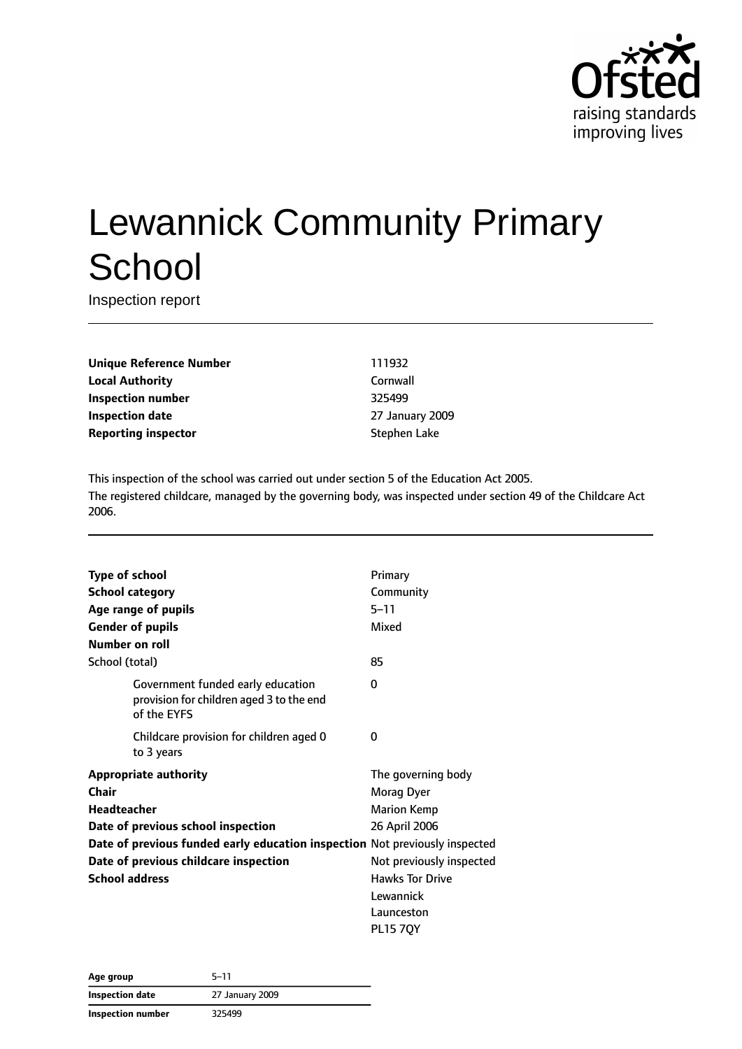Ofsted
raising standards
improving lives

# Lewannick Community Primary School

Inspection report

| | |
|---|---|
| **Unique Reference Number** | 111932 |
| **Local Authority** | Cornwall |
| **Inspection number** | 325499 |
| **Inspection date** | 27 January 2009 |
| **Reporting inspector** | Stephen Lake |

This inspection of the school was carried out under section 5 of the Education Act 2005.
The registered childcare, managed by the governing body, was inspected under section 49 of the Childcare Act 2006.

| | |
|---|---|
| **Type of school** | Primary |
| **School category** | Community |
| **Age range of pupils** | 5–11 |
| **Gender of pupils** | Mixed |
| **Number on roll** | |
| School (total) | 85 |
| Government funded early education provision for children aged 3 to the end of the EYFS | 0 |
| Childcare provision for children aged 0 to 3 years | 0 |
| **Appropriate authority** | The governing body |
| **Chair** | Morag Dyer |
| **Headteacher** | Marion Kemp |
| **Date of previous school inspection** | 26 April 2006 |
| **Date of previous funded early education inspection** | Not previously inspected |
| **Date of previous childcare inspection** | Not previously inspected |
| **School address** | Hawks Tor Drive<br>Lewannick<br>Launceston<br>PL15 7QY |

| | |
|---|---|
| **Age group** | 5–11 |
| **Inspection date** | 27 January 2009 |
| **Inspection number** | 325499 |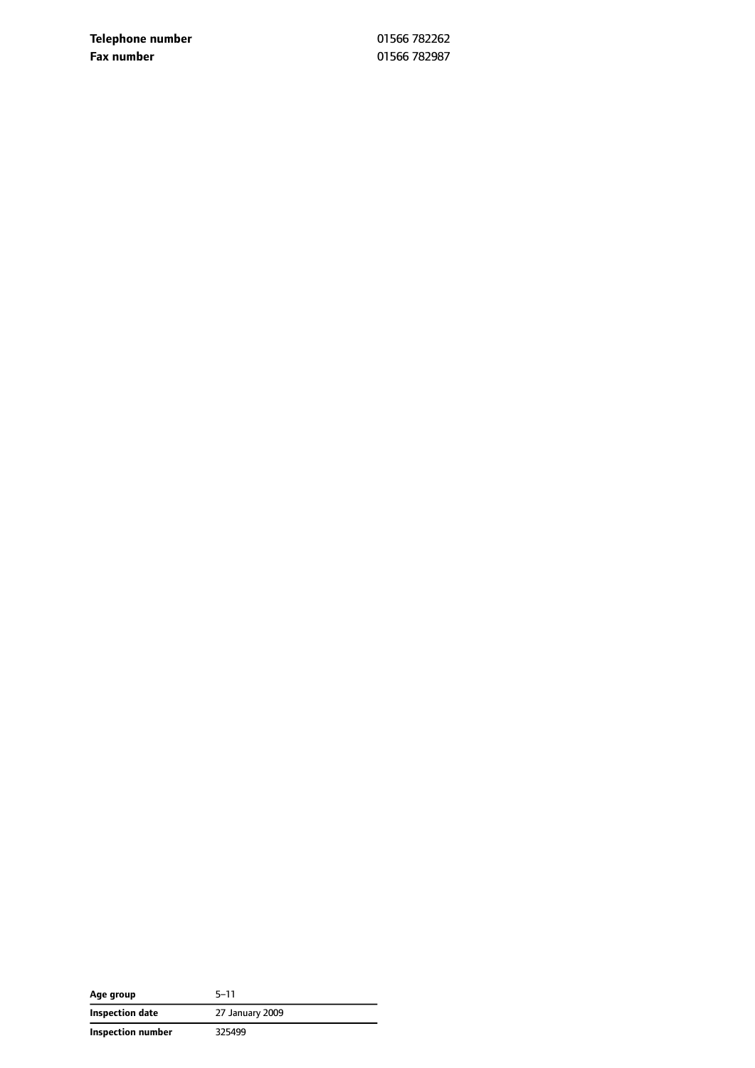| | |
|---|---|
| **Telephone number** | 01566 782262 |
| **Fax number** | 01566 782987 |

| | |
|---|---|
| **Age group** | 5–11 |
| **Inspection date** | 27 January 2009 |
| **Inspection number** | 325499 |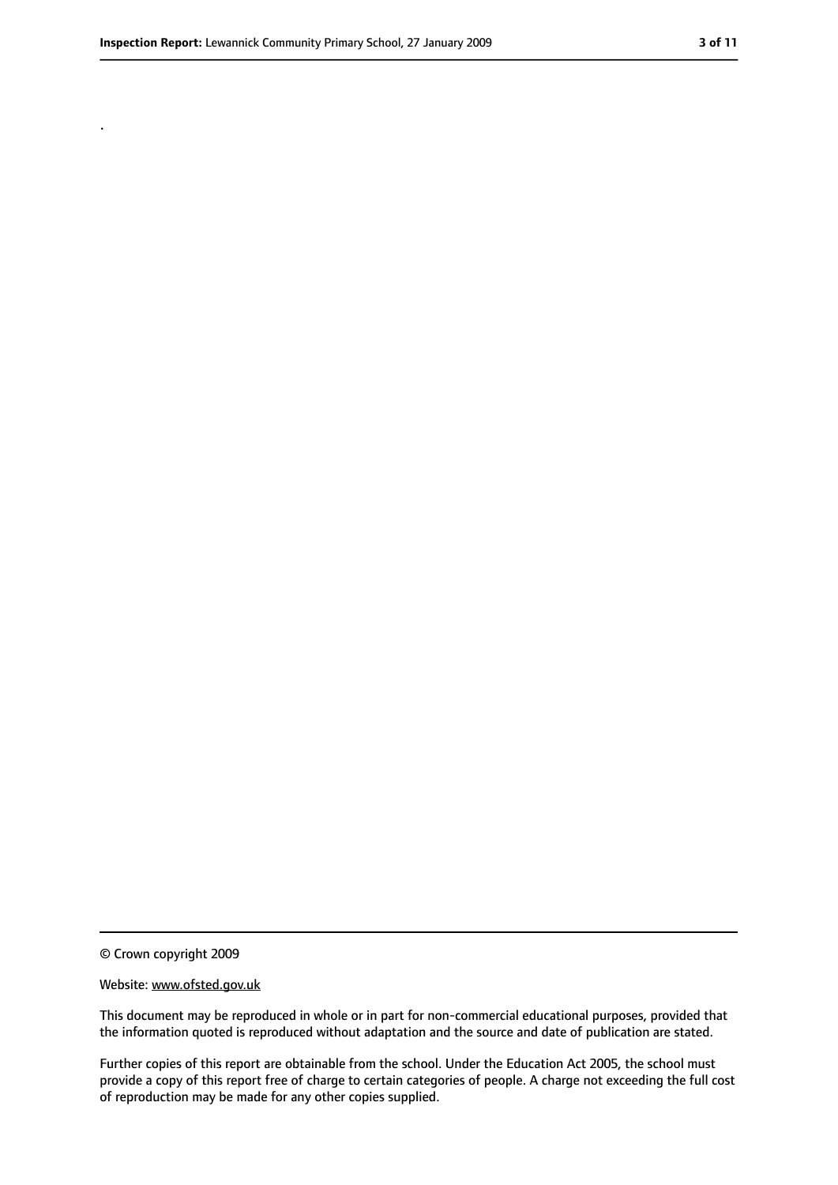.

© Crown copyright 2009

Website: www.ofsted.gov.uk

This document may be reproduced in whole or in part for non-commercial educational purposes, provided that the information quoted is reproduced without adaptation and the source and date of publication are stated.

Further copies of this report are obtainable from the school. Under the Education Act 2005, the school must provide a copy of this report free of charge to certain categories of people. A charge not exceeding the full cost of reproduction may be made for any other copies supplied.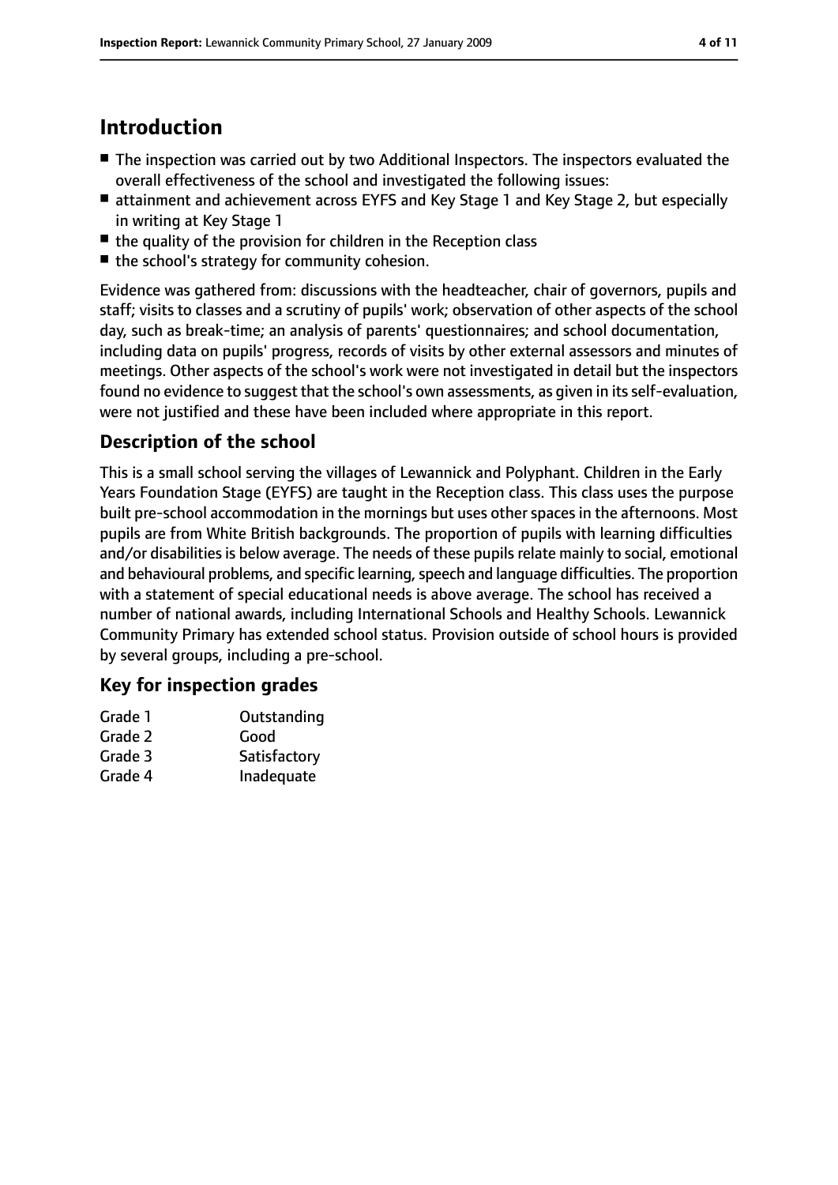# Introduction

- The inspection was carried out by two Additional Inspectors. The inspectors evaluated the overall effectiveness of the school and investigated the following issues:
- attainment and achievement across EYFS and Key Stage 1 and Key Stage 2, but especially in writing at Key Stage 1
- the quality of the provision for children in the Reception class
- the school's strategy for community cohesion.

Evidence was gathered from: discussions with the headteacher, chair of governors, pupils and staff; visits to classes and a scrutiny of pupils' work; observation of other aspects of the school day, such as break-time; an analysis of parents' questionnaires; and school documentation, including data on pupils' progress, records of visits by other external assessors and minutes of meetings. Other aspects of the school's work were not investigated in detail but the inspectors found no evidence to suggest that the school's own assessments, as given in its self-evaluation, were not justified and these have been included where appropriate in this report.

## Description of the school

This is a small school serving the villages of Lewannick and Polyphant. Children in the Early Years Foundation Stage (EYFS) are taught in the Reception class. This class uses the purpose built pre-school accommodation in the mornings but uses other spaces in the afternoons. Most pupils are from White British backgrounds. The proportion of pupils with learning difficulties and/or disabilities is below average. The needs of these pupils relate mainly to social, emotional and behavioural problems, and specific learning, speech and language difficulties. The proportion with a statement of special educational needs is above average. The school has received a number of national awards, including International Schools and Healthy Schools. Lewannick Community Primary has extended school status. Provision outside of school hours is provided by several groups, including a pre-school.

## Key for inspection grades

| | |
|---|---|
| Grade 1 | Outstanding |
| Grade 2 | Good |
| Grade 3 | Satisfactory |
| Grade 4 | Inadequate |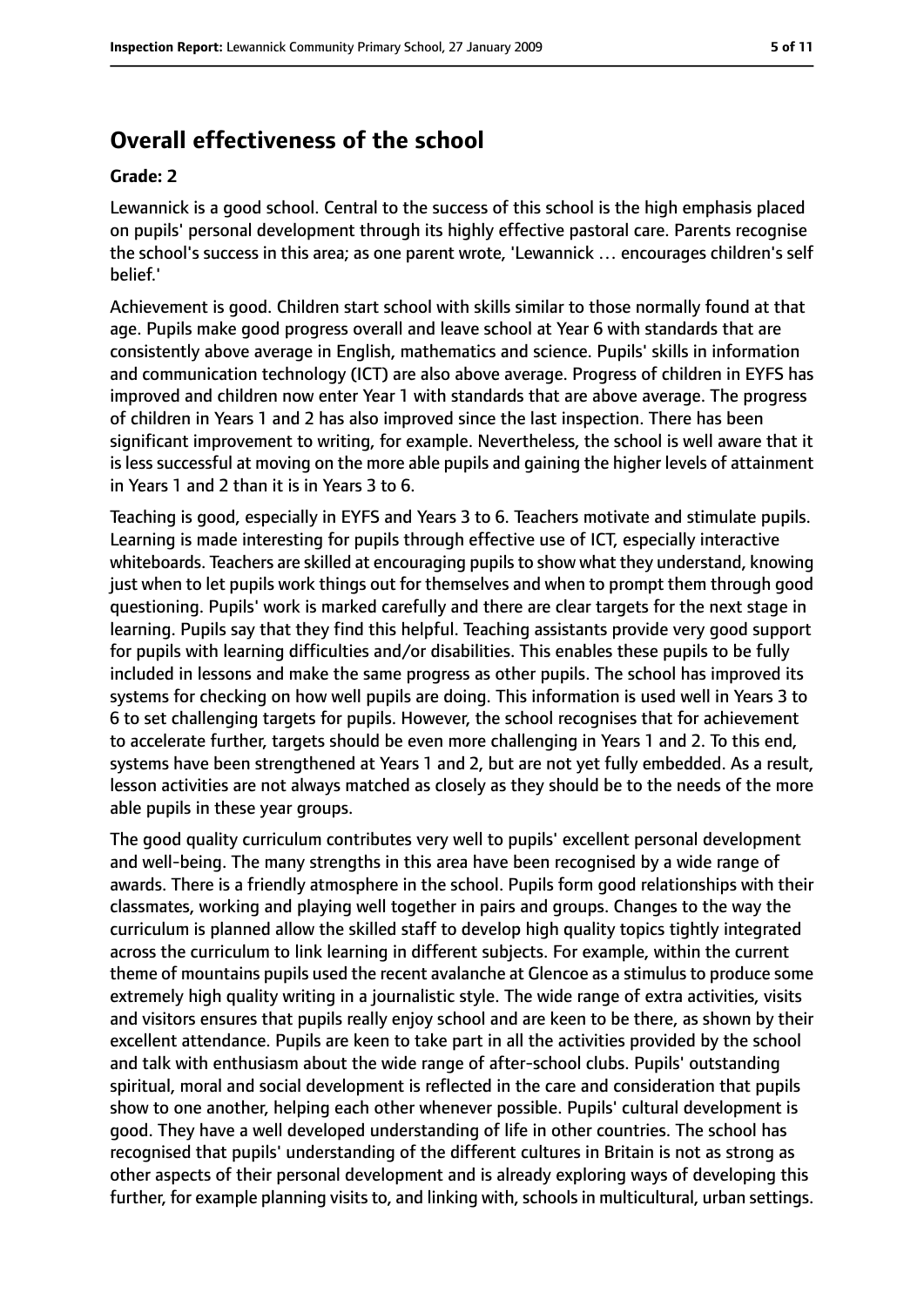# Overall effectiveness of the school

**Grade: 2**

Lewannick is a good school. Central to the success of this school is the high emphasis placed on pupils' personal development through its highly effective pastoral care. Parents recognise the school's success in this area; as one parent wrote, 'Lewannick … encourages children's self belief.'

Achievement is good. Children start school with skills similar to those normally found at that age. Pupils make good progress overall and leave school at Year 6 with standards that are consistently above average in English, mathematics and science. Pupils' skills in information and communication technology (ICT) are also above average. Progress of children in EYFS has improved and children now enter Year 1 with standards that are above average. The progress of children in Years 1 and 2 has also improved since the last inspection. There has been significant improvement to writing, for example. Nevertheless, the school is well aware that it is less successful at moving on the more able pupils and gaining the higher levels of attainment in Years 1 and 2 than it is in Years 3 to 6.

Teaching is good, especially in EYFS and Years 3 to 6. Teachers motivate and stimulate pupils. Learning is made interesting for pupils through effective use of ICT, especially interactive whiteboards. Teachers are skilled at encouraging pupils to show what they understand, knowing just when to let pupils work things out for themselves and when to prompt them through good questioning. Pupils' work is marked carefully and there are clear targets for the next stage in learning. Pupils say that they find this helpful. Teaching assistants provide very good support for pupils with learning difficulties and/or disabilities. This enables these pupils to be fully included in lessons and make the same progress as other pupils. The school has improved its systems for checking on how well pupils are doing. This information is used well in Years 3 to 6 to set challenging targets for pupils. However, the school recognises that for achievement to accelerate further, targets should be even more challenging in Years 1 and 2. To this end, systems have been strengthened at Years 1 and 2, but are not yet fully embedded. As a result, lesson activities are not always matched as closely as they should be to the needs of the more able pupils in these year groups.

The good quality curriculum contributes very well to pupils' excellent personal development and well-being. The many strengths in this area have been recognised by a wide range of awards. There is a friendly atmosphere in the school. Pupils form good relationships with their classmates, working and playing well together in pairs and groups. Changes to the way the curriculum is planned allow the skilled staff to develop high quality topics tightly integrated across the curriculum to link learning in different subjects. For example, within the current theme of mountains pupils used the recent avalanche at Glencoe as a stimulus to produce some extremely high quality writing in a journalistic style. The wide range of extra activities, visits and visitors ensures that pupils really enjoy school and are keen to be there, as shown by their excellent attendance. Pupils are keen to take part in all the activities provided by the school and talk with enthusiasm about the wide range of after-school clubs. Pupils' outstanding spiritual, moral and social development is reflected in the care and consideration that pupils show to one another, helping each other whenever possible. Pupils' cultural development is good. They have a well developed understanding of life in other countries. The school has recognised that pupils' understanding of the different cultures in Britain is not as strong as other aspects of their personal development and is already exploring ways of developing this further, for example planning visits to, and linking with, schools in multicultural, urban settings.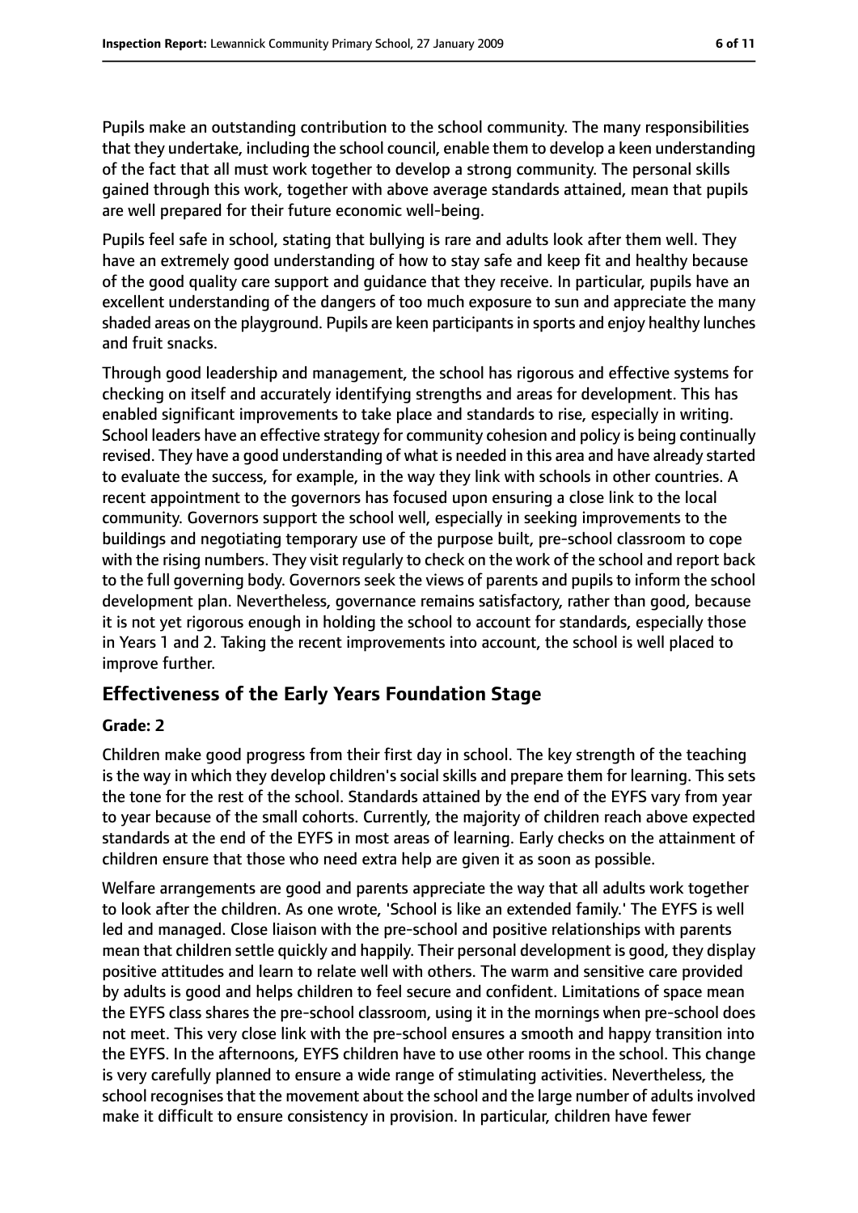Pupils make an outstanding contribution to the school community. The many responsibilities that they undertake, including the school council, enable them to develop a keen understanding of the fact that all must work together to develop a strong community. The personal skills gained through this work, together with above average standards attained, mean that pupils are well prepared for their future economic well-being.

Pupils feel safe in school, stating that bullying is rare and adults look after them well. They have an extremely good understanding of how to stay safe and keep fit and healthy because of the good quality care support and guidance that they receive. In particular, pupils have an excellent understanding of the dangers of too much exposure to sun and appreciate the many shaded areas on the playground. Pupils are keen participants in sports and enjoy healthy lunches and fruit snacks.

Through good leadership and management, the school has rigorous and effective systems for checking on itself and accurately identifying strengths and areas for development. This has enabled significant improvements to take place and standards to rise, especially in writing. School leaders have an effective strategy for community cohesion and policy is being continually revised. They have a good understanding of what is needed in this area and have already started to evaluate the success, for example, in the way they link with schools in other countries. A recent appointment to the governors has focused upon ensuring a close link to the local community. Governors support the school well, especially in seeking improvements to the buildings and negotiating temporary use of the purpose built, pre-school classroom to cope with the rising numbers. They visit regularly to check on the work of the school and report back to the full governing body. Governors seek the views of parents and pupils to inform the school development plan. Nevertheless, governance remains satisfactory, rather than good, because it is not yet rigorous enough in holding the school to account for standards, especially those in Years 1 and 2. Taking the recent improvements into account, the school is well placed to improve further.

## Effectiveness of the Early Years Foundation Stage

**Grade: 2**

Children make good progress from their first day in school. The key strength of the teaching is the way in which they develop children's social skills and prepare them for learning. This sets the tone for the rest of the school. Standards attained by the end of the EYFS vary from year to year because of the small cohorts. Currently, the majority of children reach above expected standards at the end of the EYFS in most areas of learning. Early checks on the attainment of children ensure that those who need extra help are given it as soon as possible.

Welfare arrangements are good and parents appreciate the way that all adults work together to look after the children. As one wrote, 'School is like an extended family.' The EYFS is well led and managed. Close liaison with the pre-school and positive relationships with parents mean that children settle quickly and happily. Their personal development is good, they display positive attitudes and learn to relate well with others. The warm and sensitive care provided by adults is good and helps children to feel secure and confident. Limitations of space mean the EYFS class shares the pre-school classroom, using it in the mornings when pre-school does not meet. This very close link with the pre-school ensures a smooth and happy transition into the EYFS. In the afternoons, EYFS children have to use other rooms in the school. This change is very carefully planned to ensure a wide range of stimulating activities. Nevertheless, the school recognises that the movement about the school and the large number of adults involved make it difficult to ensure consistency in provision. In particular, children have fewer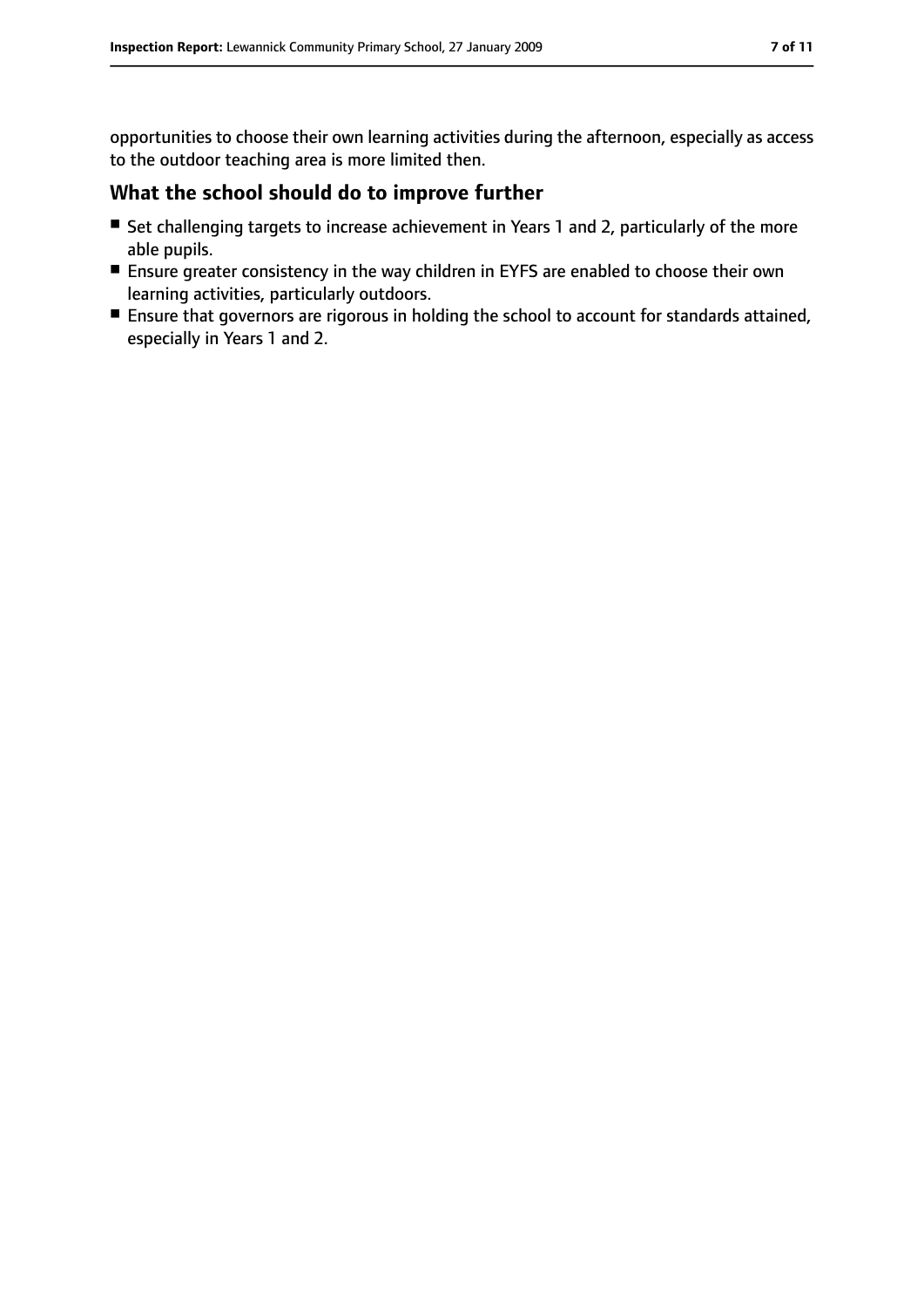opportunities to choose their own learning activities during the afternoon, especially as access to the outdoor teaching area is more limited then.

## What the school should do to improve further

- Set challenging targets to increase achievement in Years 1 and 2, particularly of the more able pupils.
- Ensure greater consistency in the way children in EYFS are enabled to choose their own learning activities, particularly outdoors.
- Ensure that governors are rigorous in holding the school to account for standards attained, especially in Years 1 and 2.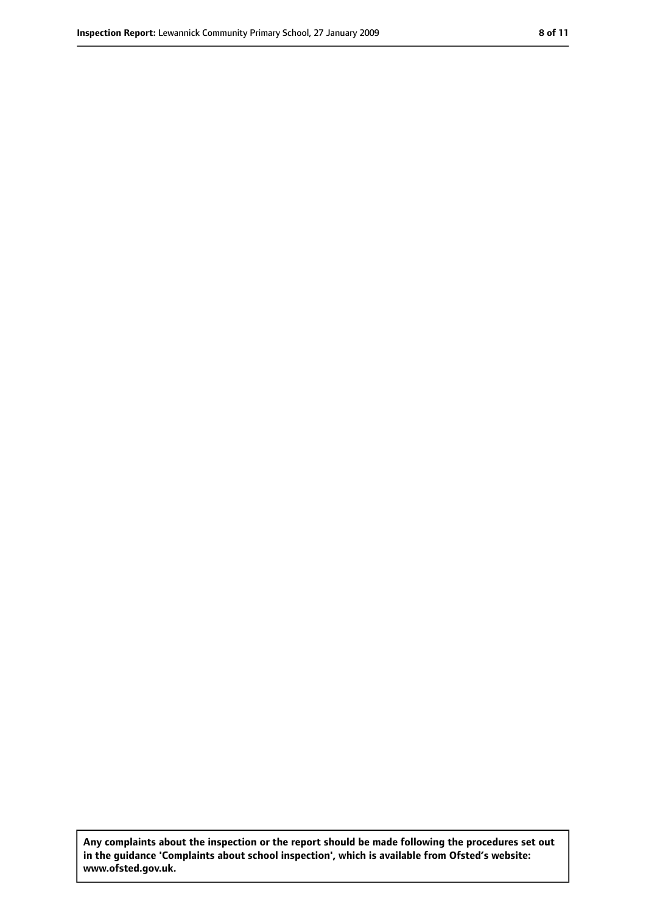**Any complaints about the inspection or the report should be made following the procedures set out in the guidance 'Complaints about school inspection', which is available from Ofsted's website: www.ofsted.gov.uk.**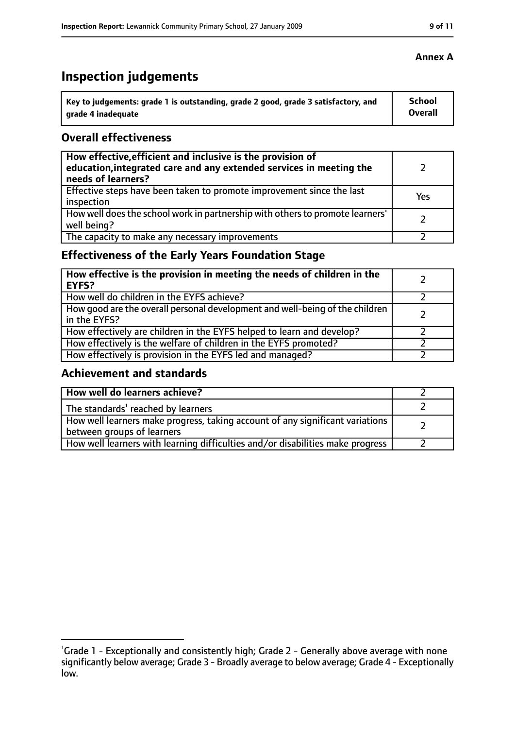**Annex A**

# Inspection judgements

| Key to judgements: grade 1 is outstanding, grade 2 good, grade 3 satisfactory, and grade 4 inadequate | School Overall |
|---|---|

## Overall effectiveness

| | |
|---|---|
| **How effective, efficient and inclusive is the provision of education, integrated care and any extended services in meeting the needs of learners?** | 2 |
| Effective steps have been taken to promote improvement since the last inspection | Yes |
| How well does the school work in partnership with others to promote learners' well being? | 2 |
| The capacity to make any necessary improvements | 2 |

## Effectiveness of the Early Years Foundation Stage

| | |
|---|---|
| **How effective is the provision in meeting the needs of children in the EYFS?** | 2 |
| How well do children in the EYFS achieve? | 2 |
| How good are the overall personal development and well-being of the children in the EYFS? | 2 |
| How effectively are children in the EYFS helped to learn and develop? | 2 |
| How effectively is the welfare of children in the EYFS promoted? | 2 |
| How effectively is provision in the EYFS led and managed? | 2 |

## Achievement and standards

| | |
|---|---|
| **How well do learners achieve?** | 2 |
| The standards[1] reached by learners | 2 |
| How well learners make progress, taking account of any significant variations between groups of learners | 2 |
| How well learners with learning difficulties and/or disabilities make progress | 2 |

[1] Grade 1 - Exceptionally and consistently high; Grade 2 - Generally above average with none significantly below average; Grade 3 - Broadly average to below average; Grade 4 - Exceptionally low.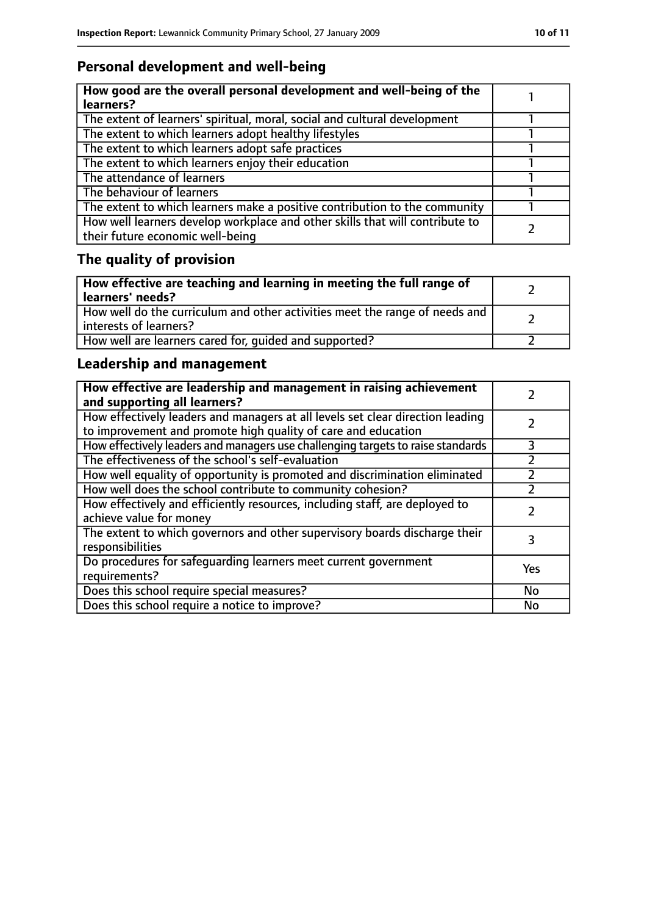## Personal development and well-being

| **How good are the overall personal development and well-being of the learners?** | 1 |
|---|---|
| The extent of learners' spiritual, moral, social and cultural development | 1 |
| The extent to which learners adopt healthy lifestyles | 1 |
| The extent to which learners adopt safe practices | 1 |
| The extent to which learners enjoy their education | 1 |
| The attendance of learners | 1 |
| The behaviour of learners | 1 |
| The extent to which learners make a positive contribution to the community | 1 |
| How well learners develop workplace and other skills that will contribute to their future economic well-being | 2 |

## The quality of provision

| **How effective are teaching and learning in meeting the full range of learners' needs?** | 2 |
|---|---|
| How well do the curriculum and other activities meet the range of needs and interests of learners? | 2 |
| How well are learners cared for, guided and supported? | 2 |

## Leadership and management

| **How effective are leadership and management in raising achievement and supporting all learners?** | 2 |
|---|---|
| How effectively leaders and managers at all levels set clear direction leading to improvement and promote high quality of care and education | 2 |
| How effectively leaders and managers use challenging targets to raise standards | 3 |
| The effectiveness of the school's self-evaluation | 2 |
| How well equality of opportunity is promoted and discrimination eliminated | 2 |
| How well does the school contribute to community cohesion? | 2 |
| How effectively and efficiently resources, including staff, are deployed to achieve value for money | 2 |
| The extent to which governors and other supervisory boards discharge their responsibilities | 3 |
| Do procedures for safeguarding learners meet current government requirements? | Yes |
| Does this school require special measures? | No |
| Does this school require a notice to improve? | No |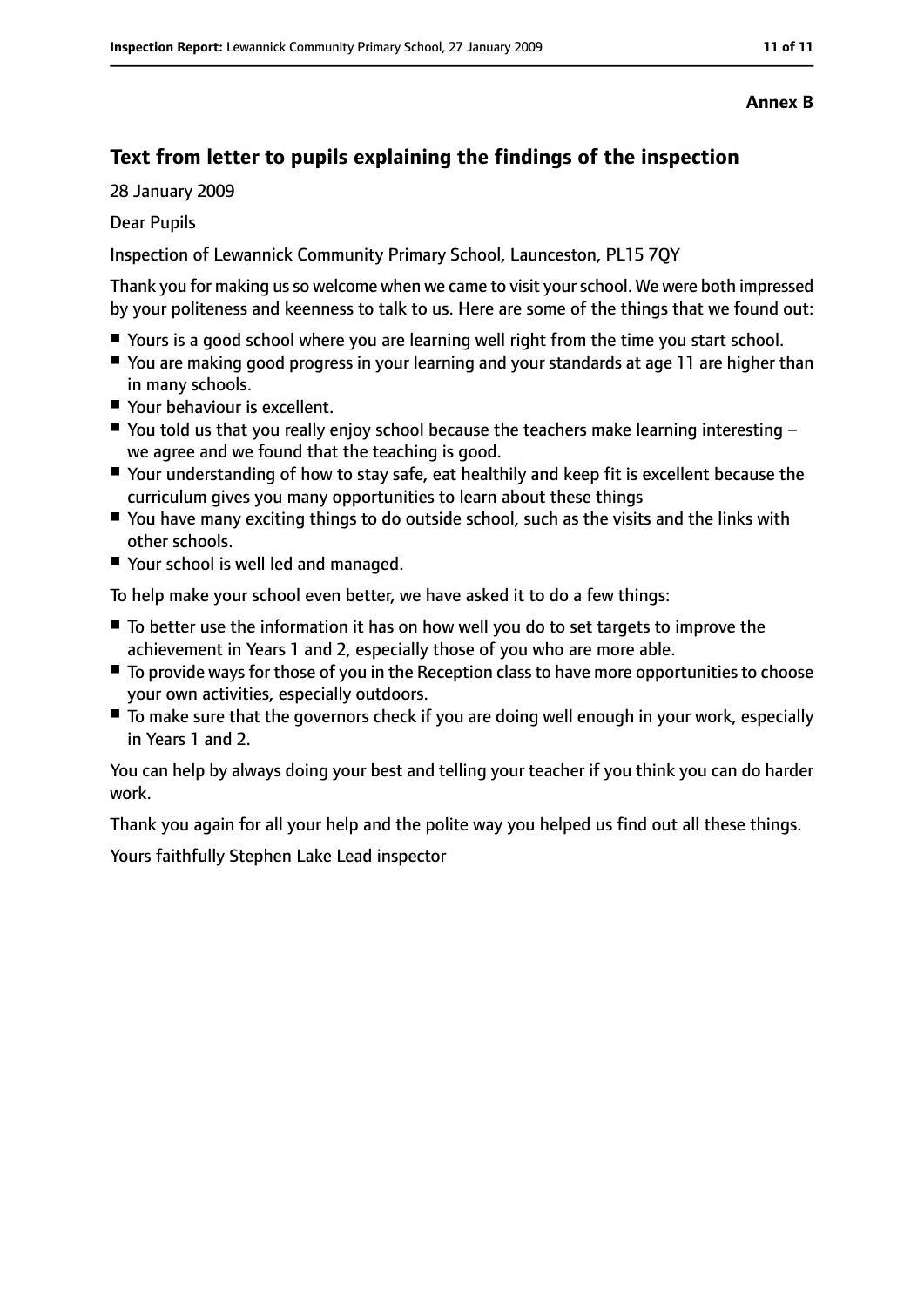**Annex B**

## Text from letter to pupils explaining the findings of the inspection

28 January 2009

Dear Pupils

Inspection of Lewannick Community Primary School, Launceston, PL15 7QY

Thank you for making us so welcome when we came to visit your school. We were both impressed by your politeness and keenness to talk to us. Here are some of the things that we found out:

- Yours is a good school where you are learning well right from the time you start school.
- You are making good progress in your learning and your standards at age 11 are higher than in many schools.
- Your behaviour is excellent.
- You told us that you really enjoy school because the teachers make learning interesting – we agree and we found that the teaching is good.
- Your understanding of how to stay safe, eat healthily and keep fit is excellent because the curriculum gives you many opportunities to learn about these things
- You have many exciting things to do outside school, such as the visits and the links with other schools.
- Your school is well led and managed.

To help make your school even better, we have asked it to do a few things:

- To better use the information it has on how well you do to set targets to improve the achievement in Years 1 and 2, especially those of you who are more able.
- To provide ways for those of you in the Reception class to have more opportunities to choose your own activities, especially outdoors.
- To make sure that the governors check if you are doing well enough in your work, especially in Years 1 and 2.

You can help by always doing your best and telling your teacher if you think you can do harder work.

Thank you again for all your help and the polite way you helped us find out all these things.

Yours faithfully Stephen Lake Lead inspector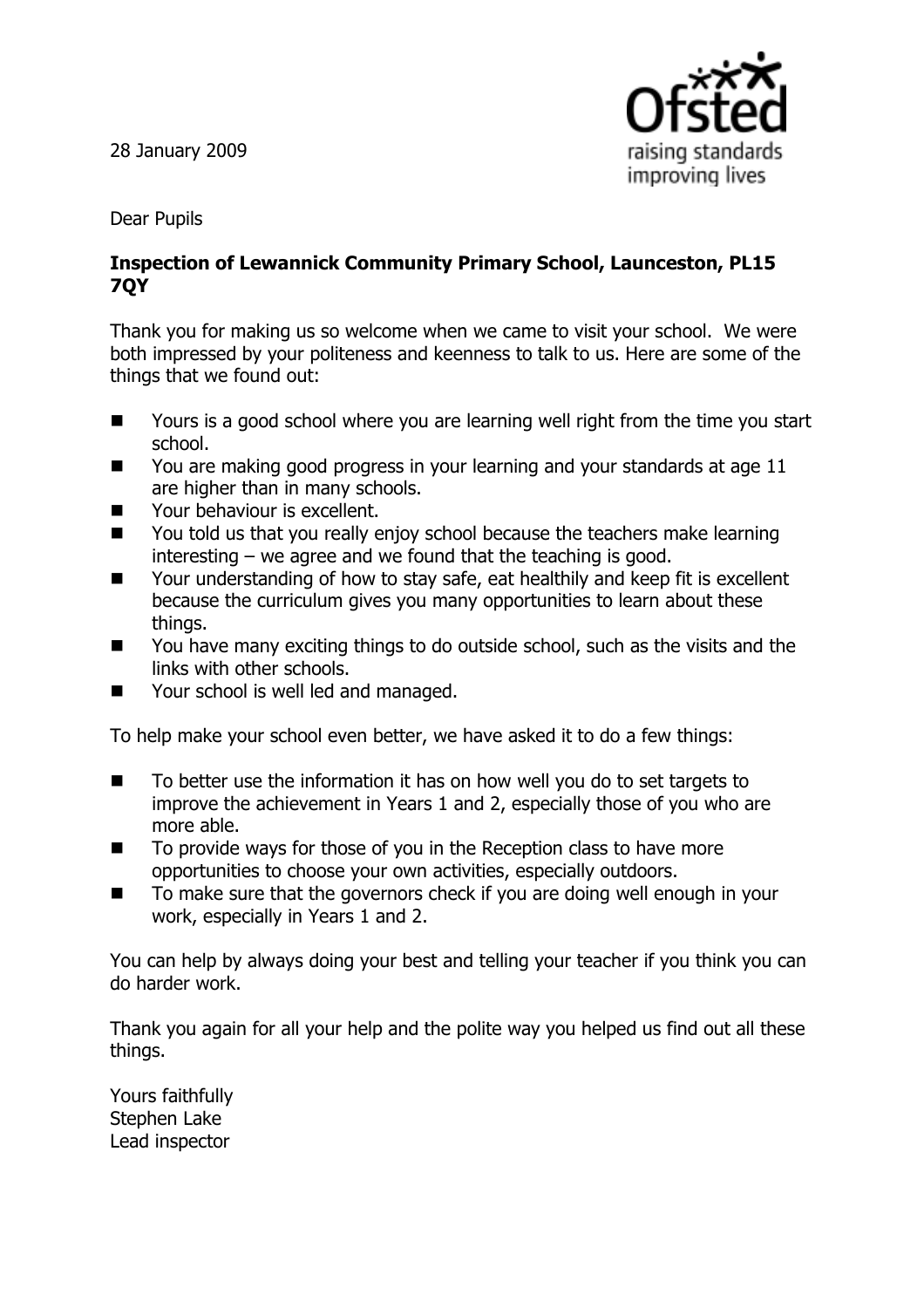28 January 2009

Dear Pupils

**Inspection of Lewannick Community Primary School, Launceston, PL15 7QY**

Thank you for making us so welcome when we came to visit your school. We were both impressed by your politeness and keenness to talk to us. Here are some of the things that we found out:

- Yours is a good school where you are learning well right from the time you start school.
- You are making good progress in your learning and your standards at age 11 are higher than in many schools.
- Your behaviour is excellent.
- You told us that you really enjoy school because the teachers make learning interesting – we agree and we found that the teaching is good.
- Your understanding of how to stay safe, eat healthily and keep fit is excellent because the curriculum gives you many opportunities to learn about these things.
- You have many exciting things to do outside school, such as the visits and the links with other schools.
- Your school is well led and managed.

To help make your school even better, we have asked it to do a few things:

- To better use the information it has on how well you do to set targets to improve the achievement in Years 1 and 2, especially those of you who are more able.
- To provide ways for those of you in the Reception class to have more opportunities to choose your own activities, especially outdoors.
- To make sure that the governors check if you are doing well enough in your work, especially in Years 1 and 2.

You can help by always doing your best and telling your teacher if you think you can do harder work.

Thank you again for all your help and the polite way you helped us find out all these things.

Yours faithfully
Stephen Lake
Lead inspector